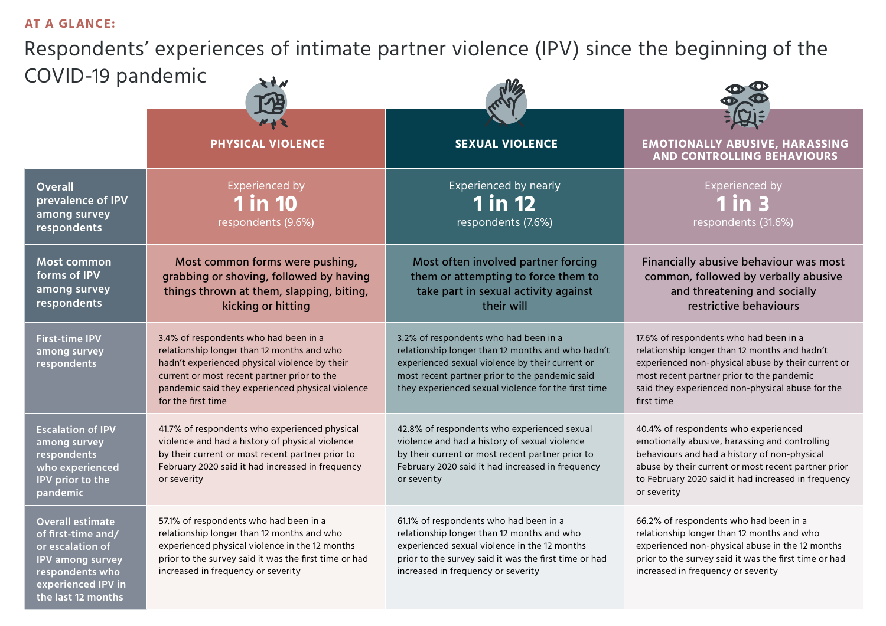AT A GLANCE:

# Respondents' experiences of intimate partner violence (IPV) since the beginning of the COVID-19 pandemic

| | PHYSICAL VIOLENCE | SEXUAL VIOLENCE | EMOTIONALLY ABUSIVE, HARASSING AND CONTROLLING BEHAVIOURS |
|---|---|---|---|
| **Overall prevalence of IPV among survey respondents** | Experienced by **1 in 10** respondents (9.6%) | Experienced by nearly **1 in 12** respondents (7.6%) | Experienced by **1 in 3** respondents (31.6%) |
| **Most common forms of IPV among survey respondents** | Most common forms were pushing, grabbing or shoving, followed by having things thrown at them, slapping, biting, kicking or hitting | Most often involved partner forcing them or attempting to force them to take part in sexual activity against their will | Financially abusive behaviour was most common, followed by verbally abusive and threatening and socially restrictive behaviours |
| **First-time IPV among survey respondents** | 3.4% of respondents who had been in a relationship longer than 12 months and who hadn't experienced physical violence by their current or most recent partner prior to the pandemic said they experienced physical violence for the first time | 3.2% of respondents who had been in a relationship longer than 12 months and who hadn't experienced sexual violence by their current or most recent partner prior to the pandemic said they experienced sexual violence for the first time | 17.6% of respondents who had been in a relationship longer than 12 months and hadn't experienced non-physical abuse by their current or most recent partner prior to the pandemic said they experienced non-physical abuse for the first time |
| **Escalation of IPV among survey respondents who experienced IPV prior to the pandemic** | 41.7% of respondents who experienced physical violence and had a history of physical violence by their current or most recent partner prior to February 2020 said it had increased in frequency or severity | 42.8% of respondents who experienced sexual violence and had a history of sexual violence by their current or most recent partner prior to February 2020 said it had increased in frequency or severity | 40.4% of respondents who experienced emotionally abusive, harassing and controlling behaviours and had a history of non-physical abuse by their current or most recent partner prior to February 2020 said it had increased in frequency or severity |
| **Overall estimate of first-time and/ or escalation of IPV among survey respondents who experienced IPV in the last 12 months** | 57.1% of respondents who had been in a relationship longer than 12 months and who experienced physical violence in the 12 months prior to the survey said it was the first time or had increased in frequency or severity | 61.1% of respondents who had been in a relationship longer than 12 months and who experienced sexual violence in the 12 months prior to the survey said it was the first time or had increased in frequency or severity | 66.2% of respondents who had been in a relationship longer than 12 months and who experienced non-physical abuse in the 12 months prior to the survey said it was the first time or had increased in frequency or severity |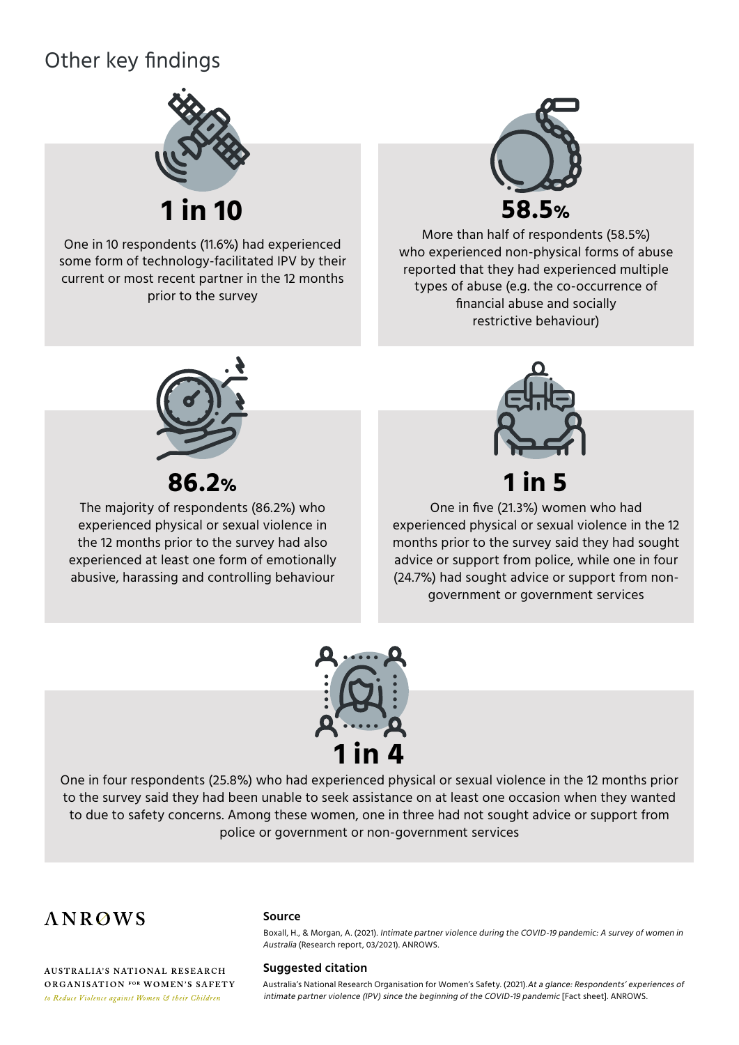## Other key findings

**1 in 10**

One in 10 respondents (11.6%) had experienced some form of technology-facilitated IPV by their current or most recent partner in the 12 months prior to the survey

**58.5%**

More than half of respondents (58.5%) who experienced non-physical forms of abuse reported that they had experienced multiple types of abuse (e.g. the co-occurrence of financial abuse and socially restrictive behaviour)

**86.2%**

The majority of respondents (86.2%) who experienced physical or sexual violence in the 12 months prior to the survey had also experienced at least one form of emotionally abusive, harassing and controlling behaviour

**1 in 5**

One in five (21.3%) women who had experienced physical or sexual violence in the 12 months prior to the survey said they had sought advice or support from police, while one in four (24.7%) had sought advice or support from non-government or government services

**1 in 4**

One in four respondents (25.8%) who had experienced physical or sexual violence in the 12 months prior to the survey said they had been unable to seek assistance on at least one occasion when they wanted to due to safety concerns. Among these women, one in three had not sought advice or support from police or government or non-government services

ANROWS

AUSTRALIA'S NATIONAL RESEARCH ORGANISATION FOR WOMEN'S SAFETY

*to Reduce Violence against Women & their Children*

### Source

Boxall, H., & Morgan, A. (2021). *Intimate partner violence during the COVID-19 pandemic: A survey of women in Australia* (Research report, 03/2021). ANROWS.

### Suggested citation

Australia's National Research Organisation for Women's Safety. (2021). *At a glance: Respondents' experiences of intimate partner violence (IPV) since the beginning of the COVID-19 pandemic* [Fact sheet]. ANROWS.